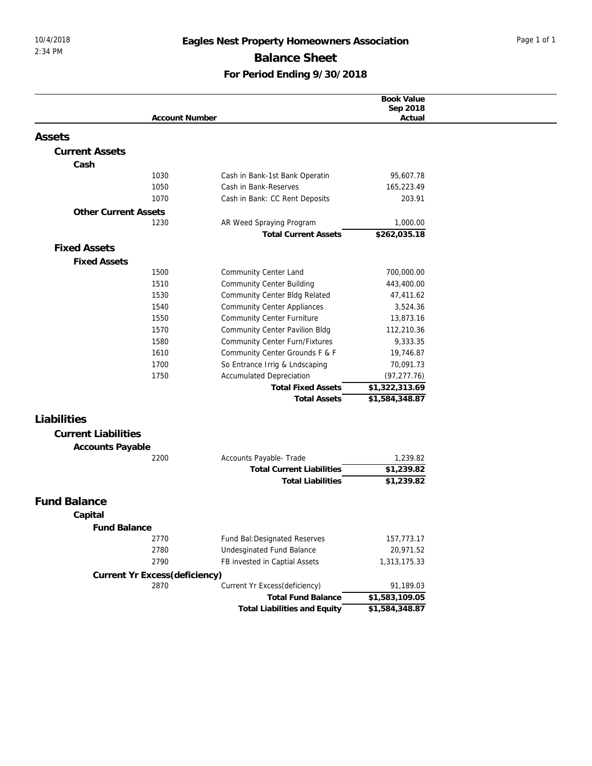# Eagles Nest Property Homeowners Association

## Balance Sheet

### For Period Ending 9/30/2018

| Account Number | | Book Value Sep 2018 Actual |
|---|---|---|
| **Assets** | | |
| **Current Assets** | | |
| **Cash** | | |
| 1030 | Cash in Bank-1st Bank Operatin | 95,607.78 |
| 1050 | Cash in Bank-Reserves | 165,223.49 |
| 1070 | Cash in Bank: CC Rent Deposits | 203.91 |
| **Other Current Assets** | | |
| 1230 | AR Weed Spraying Program | 1,000.00 |
| | **Total Current Assets** | **$262,035.18** |
| **Fixed Assets** | | |
| **Fixed Assets** | | |
| 1500 | Community Center Land | 700,000.00 |
| 1510 | Community Center Building | 443,400.00 |
| 1530 | Community Center Bldg Related | 47,411.62 |
| 1540 | Community Center Appliances | 3,524.36 |
| 1550 | Community Center Furniture | 13,873.16 |
| 1570 | Community Center Pavilion Bldg | 112,210.36 |
| 1580 | Community Center Furn/Fixtures | 9,333.35 |
| 1610 | Community Center Grounds F & F | 19,746.87 |
| 1700 | So Entrance Irrig & Lndscaping | 70,091.73 |
| 1750 | Accumulated Depreciation | (97,277.76) |
| | **Total Fixed Assets** | **$1,322,313.69** |
| | **Total Assets** | **$1,584,348.87** |
| **Liabilities** | | |
| **Current Liabilities** | | |
| **Accounts Payable** | | |
| 2200 | Accounts Payable- Trade | 1,239.82 |
| | **Total Current Liabilities** | **$1,239.82** |
| | **Total Liabilities** | **$1,239.82** |
| **Fund Balance** | | |
| **Capital** | | |
| **Fund Balance** | | |
| 2770 | Fund Bal:Designated Reserves | 157,773.17 |
| 2780 | Undesginated Fund Balance | 20,971.52 |
| 2790 | FB invested in Captial Assets | 1,313,175.33 |
| **Current Yr Excess(deficiency)** | | |
| 2870 | Current Yr Excess(deficiency) | 91,189.03 |
| | **Total Fund Balance** | **$1,583,109.05** |
| | **Total Liabilities and Equity** | **$1,584,348.87** |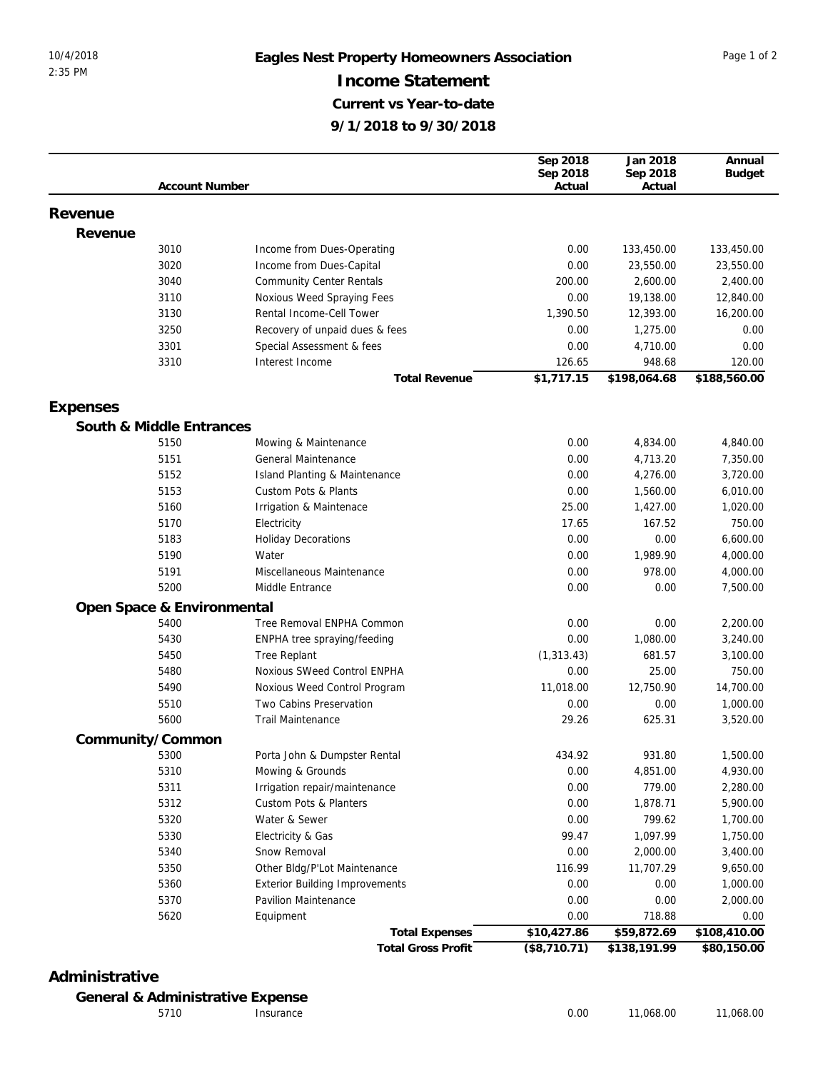# Eagles Nest Property Homeowners Association

## Income Statement

### Current vs Year-to-date

### 9/1/2018 to 9/30/2018

| Account Number | | Sep 2018 Sep 2018 Actual | Jan 2018 Sep 2018 Actual | Annual Budget |
|---|---|---|---|---|
| **Revenue** | | | | |
| **Revenue** | | | | |
| 3010 | Income from Dues-Operating | 0.00 | 133,450.00 | 133,450.00 |
| 3020 | Income from Dues-Capital | 0.00 | 23,550.00 | 23,550.00 |
| 3040 | Community Center Rentals | 200.00 | 2,600.00 | 2,400.00 |
| 3110 | Noxious Weed Spraying Fees | 0.00 | 19,138.00 | 12,840.00 |
| 3130 | Rental Income-Cell Tower | 1,390.50 | 12,393.00 | 16,200.00 |
| 3250 | Recovery of unpaid dues & fees | 0.00 | 1,275.00 | 0.00 |
| 3301 | Special Assessment & fees | 0.00 | 4,710.00 | 0.00 |
| 3310 | Interest Income | 126.65 | 948.68 | 120.00 |
| | **Total Revenue** | **$1,717.15** | **$198,064.68** | **$188,560.00** |
| **Expenses** | | | | |
| **South & Middle Entrances** | | | | |
| 5150 | Mowing & Maintenance | 0.00 | 4,834.00 | 4,840.00 |
| 5151 | General Maintenance | 0.00 | 4,713.20 | 7,350.00 |
| 5152 | Island Planting & Maintenance | 0.00 | 4,276.00 | 3,720.00 |
| 5153 | Custom Pots & Plants | 0.00 | 1,560.00 | 6,010.00 |
| 5160 | Irrigation & Maintenace | 25.00 | 1,427.00 | 1,020.00 |
| 5170 | Electricity | 17.65 | 167.52 | 750.00 |
| 5183 | Holiday Decorations | 0.00 | 0.00 | 6,600.00 |
| 5190 | Water | 0.00 | 1,989.90 | 4,000.00 |
| 5191 | Miscellaneous Maintenance | 0.00 | 978.00 | 4,000.00 |
| 5200 | Middle Entrance | 0.00 | 0.00 | 7,500.00 |
| **Open Space & Environmental** | | | | |
| 5400 | Tree Removal ENPHA Common | 0.00 | 0.00 | 2,200.00 |
| 5430 | ENPHA tree spraying/feeding | 0.00 | 1,080.00 | 3,240.00 |
| 5450 | Tree Replant | (1,313.43) | 681.57 | 3,100.00 |
| 5480 | Noxious SWeed Control ENPHA | 0.00 | 25.00 | 750.00 |
| 5490 | Noxious Weed Control Program | 11,018.00 | 12,750.90 | 14,700.00 |
| 5510 | Two Cabins Preservation | 0.00 | 0.00 | 1,000.00 |
| 5600 | Trail Maintenance | 29.26 | 625.31 | 3,520.00 |
| **Community/Common** | | | | |
| 5300 | Porta John & Dumpster Rental | 434.92 | 931.80 | 1,500.00 |
| 5310 | Mowing & Grounds | 0.00 | 4,851.00 | 4,930.00 |
| 5311 | Irrigation repair/maintenance | 0.00 | 779.00 | 2,280.00 |
| 5312 | Custom Pots & Planters | 0.00 | 1,878.71 | 5,900.00 |
| 5320 | Water & Sewer | 0.00 | 799.62 | 1,700.00 |
| 5330 | Electricity & Gas | 99.47 | 1,097.99 | 1,750.00 |
| 5340 | Snow Removal | 0.00 | 2,000.00 | 3,400.00 |
| 5350 | Other Bldg/P'Lot Maintenance | 116.99 | 11,707.29 | 9,650.00 |
| 5360 | Exterior Building Improvements | 0.00 | 0.00 | 1,000.00 |
| 5370 | Pavilion Maintenance | 0.00 | 0.00 | 2,000.00 |
| 5620 | Equipment | 0.00 | 718.88 | 0.00 |
| | **Total Expenses** | **$10,427.86** | **$59,872.69** | **$108,410.00** |
| | **Total Gross Profit** | **($8,710.71)** | **$138,191.99** | **$80,150.00** |
| **Administrative** | | | | |
| **General & Administrative Expense** | | | | |
| 5710 | Insurance | 0.00 | 11,068.00 | 11,068.00 |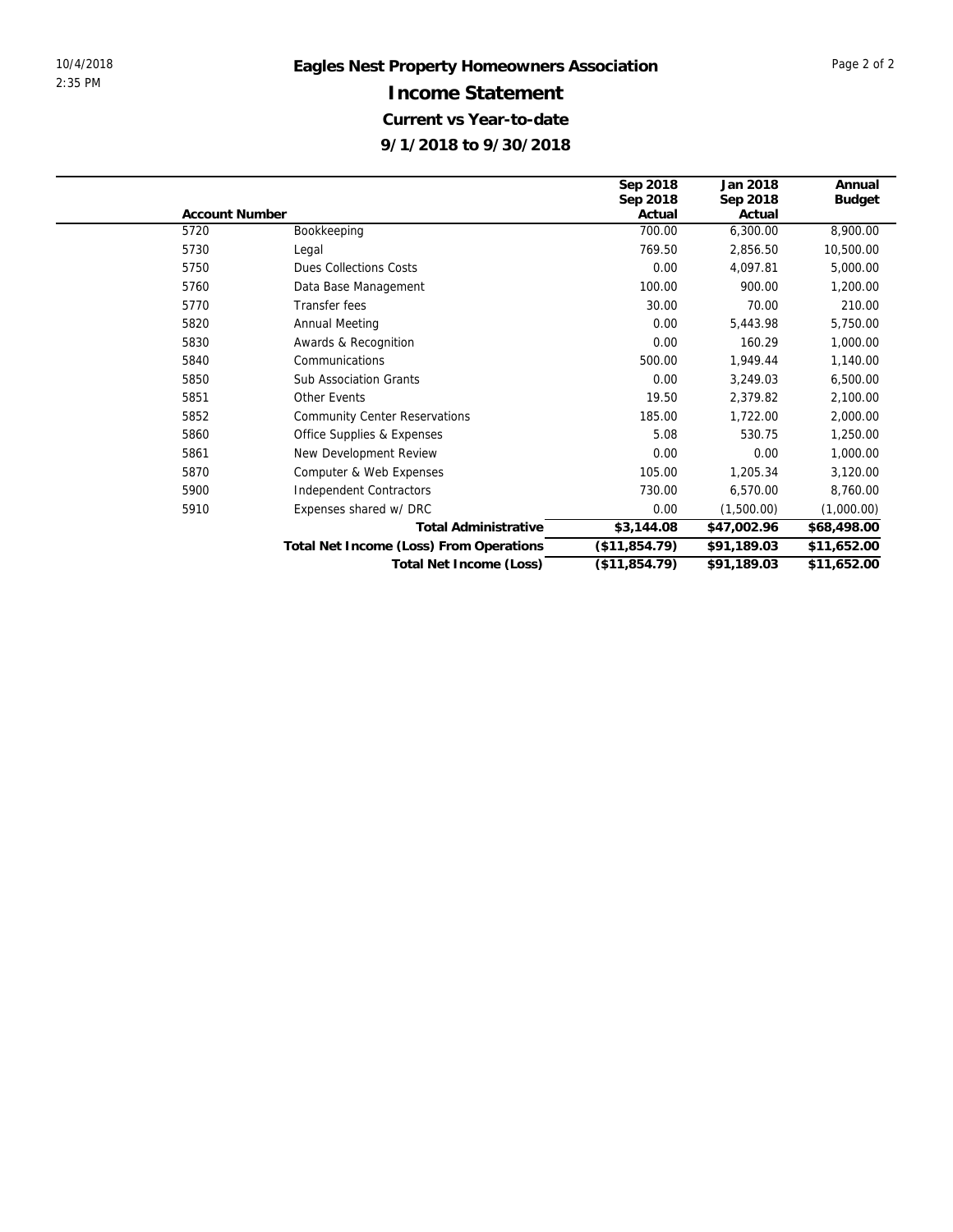# Eagles Nest Property Homeowners Association

## Income Statement

### Current vs Year-to-date

### 9/1/2018 to 9/30/2018

| Account Number | | Sep 2018 Sep 2018 Actual | Jan 2018 Sep 2018 Actual | Annual Budget |
|---|---|---|---|---|
| 5720 | Bookkeeping | 700.00 | 6,300.00 | 8,900.00 |
| 5730 | Legal | 769.50 | 2,856.50 | 10,500.00 |
| 5750 | Dues Collections Costs | 0.00 | 4,097.81 | 5,000.00 |
| 5760 | Data Base Management | 100.00 | 900.00 | 1,200.00 |
| 5770 | Transfer fees | 30.00 | 70.00 | 210.00 |
| 5820 | Annual Meeting | 0.00 | 5,443.98 | 5,750.00 |
| 5830 | Awards & Recognition | 0.00 | 160.29 | 1,000.00 |
| 5840 | Communications | 500.00 | 1,949.44 | 1,140.00 |
| 5850 | Sub Association Grants | 0.00 | 3,249.03 | 6,500.00 |
| 5851 | Other Events | 19.50 | 2,379.82 | 2,100.00 |
| 5852 | Community Center Reservations | 185.00 | 1,722.00 | 2,000.00 |
| 5860 | Office Supplies & Expenses | 5.08 | 530.75 | 1,250.00 |
| 5861 | New Development Review | 0.00 | 0.00 | 1,000.00 |
| 5870 | Computer & Web Expenses | 105.00 | 1,205.34 | 3,120.00 |
| 5900 | Independent Contractors | 730.00 | 6,570.00 | 8,760.00 |
| 5910 | Expenses shared w/ DRC | 0.00 | (1,500.00) | (1,000.00) |
| | **Total Administrative** | **$3,144.08** | **$47,002.96** | **$68,498.00** |
| | **Total Net Income (Loss) From Operations** | **($11,854.79)** | **$91,189.03** | **$11,652.00** |
| | **Total Net Income (Loss)** | **($11,854.79)** | **$91,189.03** | **$11,652.00** |